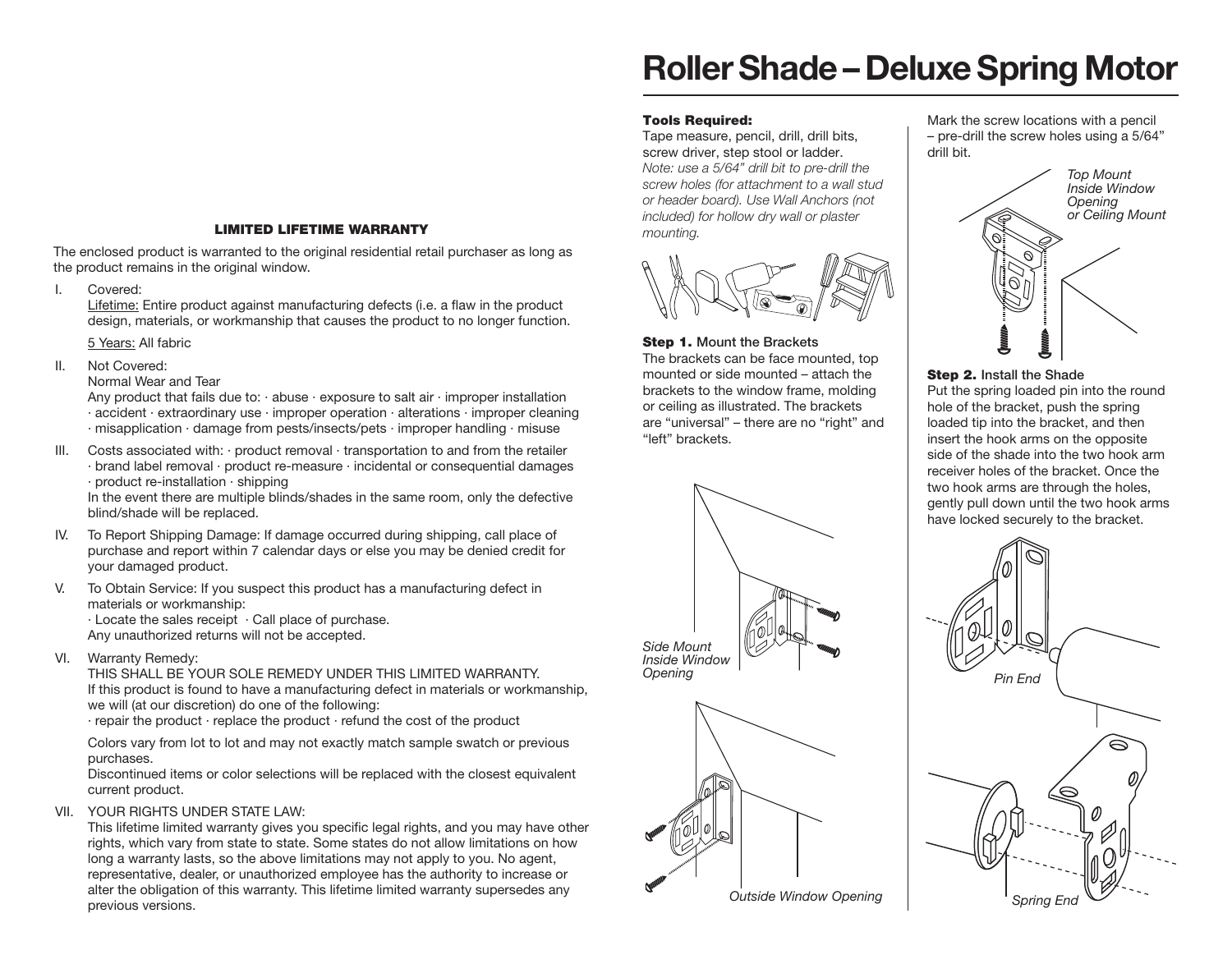## LIMITED LIFETIME WARRANTY

The enclosed product is warranted to the original residential retail purchaser as long as the product remains in the original window.

I. Covered:
   Lifetime: Entire product against manufacturing defects (i.e. a flaw in the product design, materials, or workmanship that causes the product to no longer function.

   5 Years: All fabric

II. Not Covered:
   Normal Wear and Tear
   Any product that fails due to: · abuse · exposure to salt air · improper installation · accident · extraordinary use · improper operation · alterations · improper cleaning · misapplication · damage from pests/insects/pets · improper handling · misuse

III. Costs associated with: · product removal · transportation to and from the retailer · brand label removal · product re-measure · incidental or consequential damages · product re-installation · shipping
   In the event there are multiple blinds/shades in the same room, only the defective blind/shade will be replaced.

IV. To Report Shipping Damage: If damage occurred during shipping, call place of purchase and report within 7 calendar days or else you may be denied credit for your damaged product.

V. To Obtain Service: If you suspect this product has a manufacturing defect in materials or workmanship:
   · Locate the sales receipt · Call place of purchase.
   Any unauthorized returns will not be accepted.

VI. Warranty Remedy:
   THIS SHALL BE YOUR SOLE REMEDY UNDER THIS LIMITED WARRANTY.
   If this product is found to have a manufacturing defect in materials or workmanship, we will (at our discretion) do one of the following:
   · repair the product · replace the product · refund the cost of the product

   Colors vary from lot to lot and may not exactly match sample swatch or previous purchases.
   Discontinued items or color selections will be replaced with the closest equivalent current product.

VII. YOUR RIGHTS UNDER STATE LAW:
   This lifetime limited warranty gives you specific legal rights, and you may have other rights, which vary from state to state. Some states do not allow limitations on how long a warranty lasts, so the above limitations may not apply to you. No agent, representative, dealer, or unauthorized employee has the authority to increase or alter the obligation of this warranty. This lifetime limited warranty supersedes any previous versions.

# Roller Shade – Deluxe Spring Motor

**Tools Required:**
Tape measure, pencil, drill, drill bits, screw driver, step stool or ladder.
*Note: use a 5/64" drill bit to pre-drill the screw holes (for attachment to a wall stud or header board). Use Wall Anchors (not included) for hollow dry wall or plaster mounting.*

**Step 1.** Mount the Brackets
The brackets can be face mounted, top mounted or side mounted – attach the brackets to the window frame, molding or ceiling as illustrated. The brackets are "universal" – there are no "right" and "left" brackets.

*Side Mount Inside Window Opening*

*Outside Window Opening*

Mark the screw locations with a pencil – pre-drill the screw holes using a 5/64" drill bit.

*Top Mount Inside Window Opening or Ceiling Mount*

**Step 2.** Install the Shade
Put the spring loaded pin into the round hole of the bracket, push the spring loaded tip into the bracket, and then insert the hook arms on the opposite side of the shade into the two hook arm receiver holes of the bracket. Once the two hook arms are through the holes, gently pull down until the two hook arms have locked securely to the bracket.

*Pin End*

*Spring End*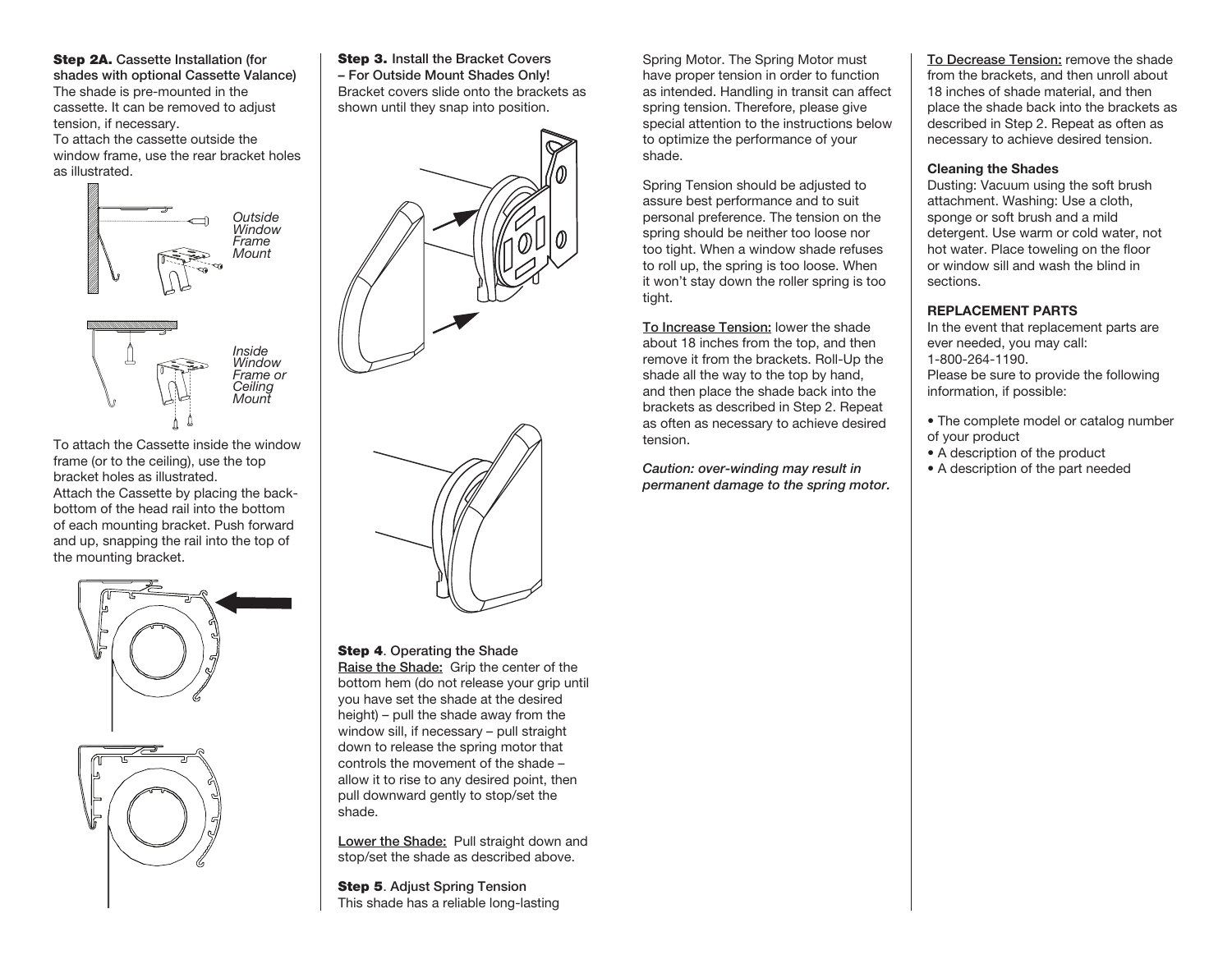**Step 2A.** Cassette Installation (for shades with optional Cassette Valance)

The shade is pre-mounted in the cassette. It can be removed to adjust tension, if necessary.

To attach the cassette outside the window frame, use the rear bracket holes as illustrated.

*Outside Window Frame Mount*

*Inside Window Frame or Ceiling Mount*

To attach the Cassette inside the window frame (or to the ceiling), use the top bracket holes as illustrated.

Attach the Cassette by placing the back-bottom of the head rail into the bottom of each mounting bracket. Push forward and up, snapping the rail into the top of the mounting bracket.

**Step 3.** Install the Bracket Covers – For Outside Mount Shades Only!

Bracket covers slide onto the brackets as shown until they snap into position.

**Step 4**. Operating the Shade

Raise the Shade: Grip the center of the bottom hem (do not release your grip until you have set the shade at the desired height) – pull the shade away from the window sill, if necessary – pull straight down to release the spring motor that controls the movement of the shade – allow it to rise to any desired point, then pull downward gently to stop/set the shade.

Lower the Shade: Pull straight down and stop/set the shade as described above.

**Step 5**. Adjust Spring Tension

This shade has a reliable long-lasting Spring Motor. The Spring Motor must have proper tension in order to function as intended. Handling in transit can affect spring tension. Therefore, please give special attention to the instructions below to optimize the performance of your shade.

Spring Tension should be adjusted to assure best performance and to suit personal preference. The tension on the spring should be neither too loose nor too tight. When a window shade refuses to roll up, the spring is too loose. When it won't stay down the roller spring is too tight.

To Increase Tension: lower the shade about 18 inches from the top, and then remove it from the brackets. Roll-Up the shade all the way to the top by hand, and then place the shade back into the brackets as described in Step 2. Repeat as often as necessary to achieve desired tension.

***Caution: over-winding may result in permanent damage to the spring motor.***

To Decrease Tension: remove the shade from the brackets, and then unroll about 18 inches of shade material, and then place the shade back into the brackets as described in Step 2. Repeat as often as necessary to achieve desired tension.

**Cleaning the Shades**

Dusting: Vacuum using the soft brush attachment. Washing: Use a cloth, sponge or soft brush and a mild detergent. Use warm or cold water, not hot water. Place toweling on the floor or window sill and wash the blind in sections.

**REPLACEMENT PARTS**

In the event that replacement parts are ever needed, you may call:
1-800-264-1190.
Please be sure to provide the following information, if possible:

- The complete model or catalog number of your product
- A description of the product
- A description of the part needed